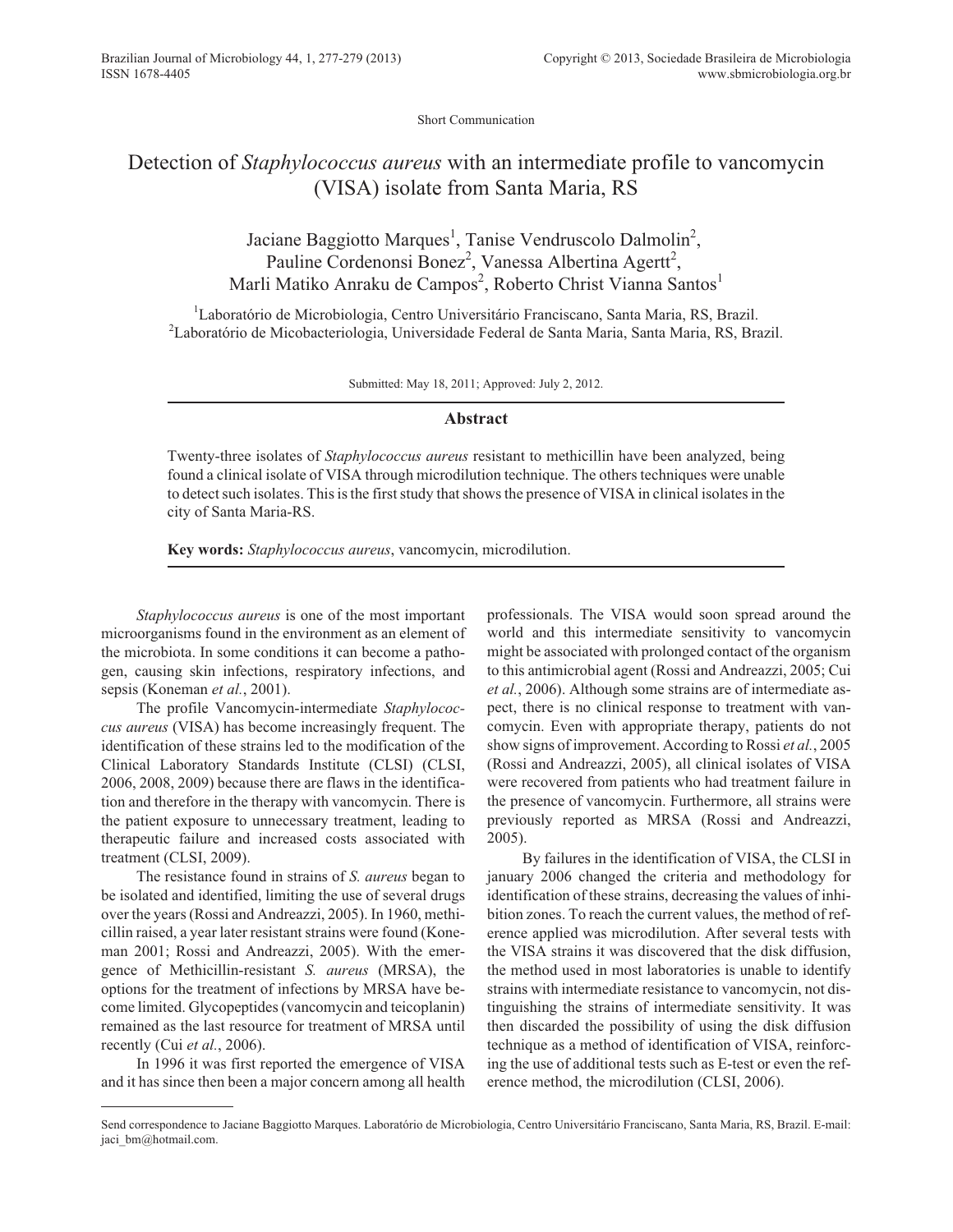Short Communication

# Detection of *Staphylococcus aureus* with an intermediate profile to vancomycin (VISA) isolate from Santa Maria, RS

Jaciane Baggiotto Marques[1], Tanise Vendruscolo Dalmolin[2], Pauline Cordenonsi Bonez[2], Vanessa Albertina Agertt[2], Marli Matiko Anraku de Campos[2], Roberto Christ Vianna Santos[1]

[1]Laboratório de Microbiologia, Centro Universitário Franciscano, Santa Maria, RS, Brazil.
[2]Laboratório de Micobacteriologia, Universidade Federal de Santa Maria, Santa Maria, RS, Brazil.

Submitted: May 18, 2011; Approved: July 2, 2012.

## Abstract

Twenty-three isolates of *Staphylococcus aureus* resistant to methicillin have been analyzed, being found a clinical isolate of VISA through microdilution technique. The others techniques were unable to detect such isolates. This is the first study that shows the presence of VISA in clinical isolates in the city of Santa Maria-RS.

**Key words:** *Staphylococcus aureus*, vancomycin, microdilution.

*Staphylococcus aureus* is one of the most important microorganisms found in the environment as an element of the microbiota. In some conditions it can become a pathogen, causing skin infections, respiratory infections, and sepsis (Koneman *et al.*, 2001).

The profile Vancomycin-intermediate *Staphylococcus aureus* (VISA) has become increasingly frequent. The identification of these strains led to the modification of the Clinical Laboratory Standards Institute (CLSI) (CLSI, 2006, 2008, 2009) because there are flaws in the identification and therefore in the therapy with vancomycin. There is the patient exposure to unnecessary treatment, leading to therapeutic failure and increased costs associated with treatment (CLSI, 2009).

The resistance found in strains of *S. aureus* began to be isolated and identified, limiting the use of several drugs over the years (Rossi and Andreazzi, 2005). In 1960, methicillin raised, a year later resistant strains were found (Koneman 2001; Rossi and Andreazzi, 2005). With the emergence of Methicillin-resistant *S. aureus* (MRSA), the options for the treatment of infections by MRSA have become limited. Glycopeptides (vancomycin and teicoplanin) remained as the last resource for treatment of MRSA until recently (Cui *et al.*, 2006).

In 1996 it was first reported the emergence of VISA and it has since then been a major concern among all health professionals. The VISA would soon spread around the world and this intermediate sensitivity to vancomycin might be associated with prolonged contact of the organism to this antimicrobial agent (Rossi and Andreazzi, 2005; Cui *et al.*, 2006). Although some strains are of intermediate aspect, there is no clinical response to treatment with vancomycin. Even with appropriate therapy, patients do not show signs of improvement. According to Rossi *et al.*, 2005 (Rossi and Andreazzi, 2005), all clinical isolates of VISA were recovered from patients who had treatment failure in the presence of vancomycin. Furthermore, all strains were previously reported as MRSA (Rossi and Andreazzi, 2005).

By failures in the identification of VISA, the CLSI in january 2006 changed the criteria and methodology for identification of these strains, decreasing the values of inhibition zones. To reach the current values, the method of reference applied was microdilution. After several tests with the VISA strains it was discovered that the disk diffusion, the method used in most laboratories is unable to identify strains with intermediate resistance to vancomycin, not distinguishing the strains of intermediate sensitivity. It was then discarded the possibility of using the disk diffusion technique as a method of identification of VISA, reinforcing the use of additional tests such as E-test or even the reference method, the microdilution (CLSI, 2006).

Send correspondence to Jaciane Baggiotto Marques. Laboratório de Microbiologia, Centro Universitário Franciscano, Santa Maria, RS, Brazil. E-mail: jaci_bm@hotmail.com.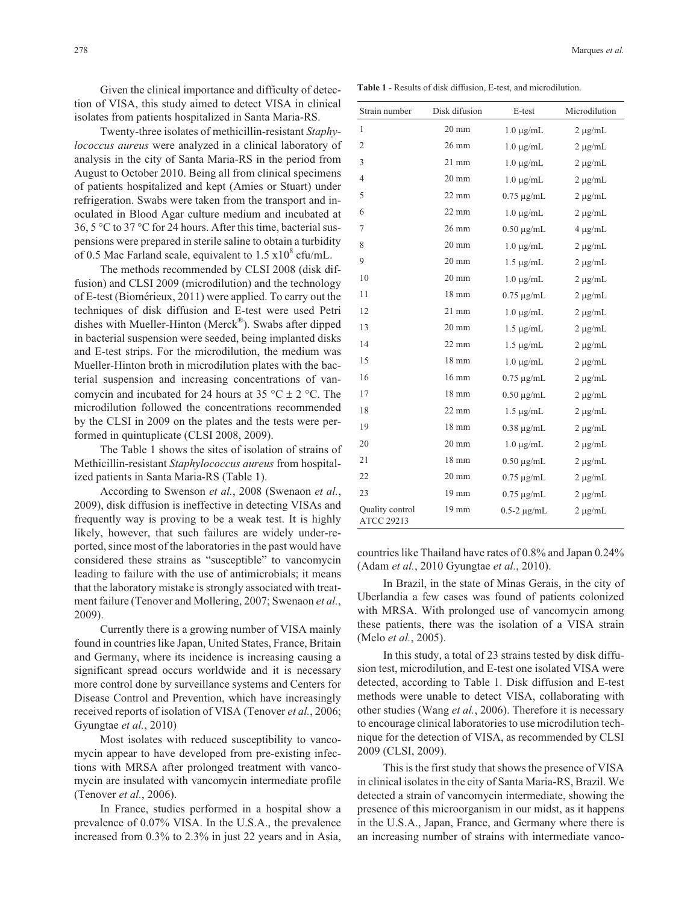Given the clinical importance and difficulty of detection of VISA, this study aimed to detect VISA in clinical isolates from patients hospitalized in Santa Maria-RS.

Twenty-three isolates of methicillin-resistant *Staphylococcus aureus* were analyzed in a clinical laboratory of analysis in the city of Santa Maria-RS in the period from August to October 2010. Being all from clinical specimens of patients hospitalized and kept (Amies or Stuart) under refrigeration. Swabs were taken from the transport and inoculated in Blood Agar culture medium and incubated at 36, 5 °C to 37 °C for 24 hours. After this time, bacterial suspensions were prepared in sterile saline to obtain a turbidity of 0.5 Mac Farland scale, equivalent to 1.5 x$10^8$ cfu/mL.

The methods recommended by CLSI 2008 (disk diffusion) and CLSI 2009 (microdilution) and the technology of E-test (Biomérieux, 2011) were applied. To carry out the techniques of disk diffusion and E-test were used Petri dishes with Mueller-Hinton (Merck®). Swabs after dipped in bacterial suspension were seeded, being implanted disks and E-test strips. For the microdilution, the medium was Mueller-Hinton broth in microdilution plates with the bacterial suspension and increasing concentrations of vancomycin and incubated for 24 hours at 35 °C ± 2 °C. The microdilution followed the concentrations recommended by the CLSI in 2009 on the plates and the tests were performed in quintuplicate (CLSI 2008, 2009).

The Table 1 shows the sites of isolation of strains of Methicillin-resistant *Staphylococcus aureus* from hospitalized patients in Santa Maria-RS (Table 1).

According to Swenson *et al.*, 2008 (Swenaon *et al.*, 2009), disk diffusion is ineffective in detecting VISAs and frequently way is proving to be a weak test. It is highly likely, however, that such failures are widely under-reported, since most of the laboratories in the past would have considered these strains as "susceptible" to vancomycin leading to failure with the use of antimicrobials; it means that the laboratory mistake is strongly associated with treatment failure (Tenover and Mollering, 2007; Swenaon *et al.*, 2009).

Currently there is a growing number of VISA mainly found in countries like Japan, United States, France, Britain and Germany, where its incidence is increasing causing a significant spread occurs worldwide and it is necessary more control done by surveillance systems and Centers for Disease Control and Prevention, which have increasingly received reports of isolation of VISA (Tenover *et al.*, 2006; Gyungtae *et al.*, 2010)

Most isolates with reduced susceptibility to vancomycin appear to have developed from pre-existing infections with MRSA after prolonged treatment with vancomycin are insulated with vancomycin intermediate profile (Tenover *et al.*, 2006).

In France, studies performed in a hospital show a prevalence of 0.07% VISA. In the U.S.A., the prevalence increased from 0.3% to 2.3% in just 22 years and in Asia, countries like Thailand have rates of 0.8% and Japan 0.24% (Adam *et al.*, 2010 Gyungtae *et al.*, 2010).

**Table 1** - Results of disk diffusion, E-test, and microdilution.

| Strain number | Disk difusion | E-test | Microdilution |
|---|---|---|---|
| 1 | 20 mm | 1.0 μg/mL | 2 μg/mL |
| 2 | 26 mm | 1.0 μg/mL | 2 μg/mL |
| 3 | 21 mm | 1.0 μg/mL | 2 μg/mL |
| 4 | 20 mm | 1.0 μg/mL | 2 μg/mL |
| 5 | 22 mm | 0.75 μg/mL | 2 μg/mL |
| 6 | 22 mm | 1.0 μg/mL | 2 μg/mL |
| 7 | 26 mm | 0.50 μg/mL | 4 μg/mL |
| 8 | 20 mm | 1.0 μg/mL | 2 μg/mL |
| 9 | 20 mm | 1.5 μg/mL | 2 μg/mL |
| 10 | 20 mm | 1.0 μg/mL | 2 μg/mL |
| 11 | 18 mm | 0.75 μg/mL | 2 μg/mL |
| 12 | 21 mm | 1.0 μg/mL | 2 μg/mL |
| 13 | 20 mm | 1.5 μg/mL | 2 μg/mL |
| 14 | 22 mm | 1.5 μg/mL | 2 μg/mL |
| 15 | 18 mm | 1.0 μg/mL | 2 μg/mL |
| 16 | 16 mm | 0.75 μg/mL | 2 μg/mL |
| 17 | 18 mm | 0.50 μg/mL | 2 μg/mL |
| 18 | 22 mm | 1.5 μg/mL | 2 μg/mL |
| 19 | 18 mm | 0.38 μg/mL | 2 μg/mL |
| 20 | 20 mm | 1.0 μg/mL | 2 μg/mL |
| 21 | 18 mm | 0.50 μg/mL | 2 μg/mL |
| 22 | 20 mm | 0.75 μg/mL | 2 μg/mL |
| 23 | 19 mm | 0.75 μg/mL | 2 μg/mL |
| Quality control ATCC 29213 | 19 mm | 0.5-2 μg/mL | 2 μg/mL |

In Brazil, in the state of Minas Gerais, in the city of Uberlandia a few cases was found of patients colonized with MRSA. With prolonged use of vancomycin among these patients, there was the isolation of a VISA strain (Melo *et al.*, 2005).

In this study, a total of 23 strains tested by disk diffusion test, microdilution, and E-test one isolated VISA were detected, according to Table 1. Disk diffusion and E-test methods were unable to detect VISA, collaborating with other studies (Wang *et al.*, 2006). Therefore it is necessary to encourage clinical laboratories to use microdilution technique for the detection of VISA, as recommended by CLSI 2009 (CLSI, 2009).

This is the first study that shows the presence of VISA in clinical isolates in the city of Santa Maria-RS, Brazil. We detected a strain of vancomycin intermediate, showing the presence of this microorganism in our midst, as it happens in the U.S.A., Japan, France, and Germany where there is an increasing number of strains with intermediate vanco-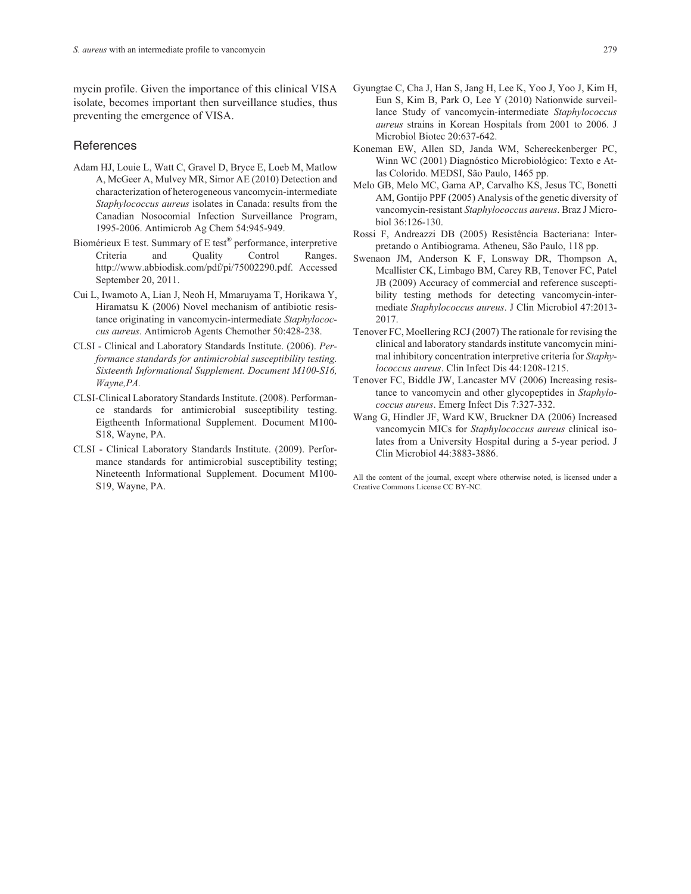mycin profile. Given the importance of this clinical VISA isolate, becomes important then surveillance studies, thus preventing the emergence of VISA.

## References

Adam HJ, Louie L, Watt C, Gravel D, Bryce E, Loeb M, Matlow A, McGeer A, Mulvey MR, Simor AE (2010) Detection and characterization of heterogeneous vancomycin-intermediate *Staphylococcus aureus* isolates in Canada: results from the Canadian Nosocomial Infection Surveillance Program, 1995-2006. Antimicrob Ag Chem 54:945-949.

Biomérieux E test. Summary of E test® performance, interpretive Criteria and Quality Control Ranges. http://www.abbiodisk.com/pdf/pi/75002290.pdf. Accessed September 20, 2011.

Cui L, Iwamoto A, Lian J, Neoh H, Mmaruyama T, Horikawa Y, Hiramatsu K (2006) Novel mechanism of antibiotic resistance originating in vancomycin-intermediate *Staphylococcus aureus*. Antimicrob Agents Chemother 50:428-238.

CLSI - Clinical and Laboratory Standards Institute. (2006). *Performance standards for antimicrobial susceptibility testing. Sixteenth Informational Supplement. Document M100-S16, Wayne,PA.*

CLSI-Clinical Laboratory Standards Institute. (2008). Performance standards for antimicrobial susceptibility testing. Eigtheenth Informational Supplement. Document M100-S18, Wayne, PA.

CLSI - Clinical Laboratory Standards Institute. (2009). Performance standards for antimicrobial susceptibility testing; Nineteenth Informational Supplement. Document M100-S19, Wayne, PA.

Gyungtae C, Cha J, Han S, Jang H, Lee K, Yoo J, Yoo J, Kim H, Eun S, Kim B, Park O, Lee Y (2010) Nationwide surveillance Study of vancomycin-intermediate *Staphylococcus aureus* strains in Korean Hospitals from 2001 to 2006. J Microbiol Biotec 20:637-642.

Koneman EW, Allen SD, Janda WM, Schereckenberger PC, Winn WC (2001) Diagnóstico Microbiológico: Texto e Atlas Colorido. MEDSI, São Paulo, 1465 pp.

Melo GB, Melo MC, Gama AP, Carvalho KS, Jesus TC, Bonetti AM, Gontijo PPF (2005) Analysis of the genetic diversity of vancomycin-resistant *Staphylococcus aureus*. Braz J Microbiol 36:126-130.

Rossi F, Andreazzi DB (2005) Resistência Bacteriana: Interpretando o Antibiograma. Atheneu, São Paulo, 118 pp.

Swenaon JM, Anderson K F, Lonsway DR, Thompson A, Mcallister CK, Limbago BM, Carey RB, Tenover FC, Patel JB (2009) Accuracy of commercial and reference susceptibility testing methods for detecting vancomycin-intermediate *Staphylococcus aureus*. J Clin Microbiol 47:2013-2017.

Tenover FC, Moellering RCJ (2007) The rationale for revising the clinical and laboratory standards institute vancomycin minimal inhibitory concentration interpretive criteria for *Staphylococcus aureus*. Clin Infect Dis 44:1208-1215.

Tenover FC, Biddle JW, Lancaster MV (2006) Increasing resistance to vancomycin and other glycopeptides in *Staphylococcus aureus*. Emerg Infect Dis 7:327-332.

Wang G, Hindler JF, Ward KW, Bruckner DA (2006) Increased vancomycin MICs for *Staphylococcus aureus* clinical isolates from a University Hospital during a 5-year period. J Clin Microbiol 44:3883-3886.

All the content of the journal, except where otherwise noted, is licensed under a Creative Commons License CC BY-NC.